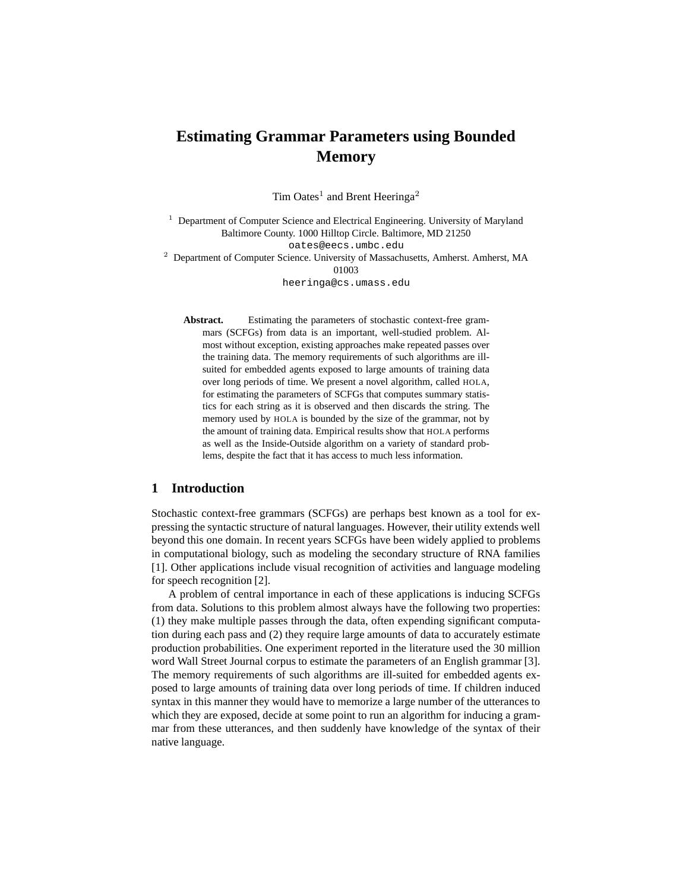# Estimating Grammar Parameters using Bounded Memory

Tim Oates[1] and Brent Heeringa[2]

[1] Department of Computer Science and Electrical Engineering. University of Maryland Baltimore County. 1000 Hilltop Circle. Baltimore, MD 21250
`oates@eecs.umbc.edu`

[2] Department of Computer Science. University of Massachusetts, Amherst. Amherst, MA 01003
`heeringa@cs.umass.edu`

**Abstract.** Estimating the parameters of stochastic context-free grammars (SCFGs) from data is an important, well-studied problem. Almost without exception, existing approaches make repeated passes over the training data. The memory requirements of such algorithms are ill-suited for embedded agents exposed to large amounts of training data over long periods of time. We present a novel algorithm, called HOLA, for estimating the parameters of SCFGs that computes summary statistics for each string as it is observed and then discards the string. The memory used by HOLA is bounded by the size of the grammar, not by the amount of training data. Empirical results show that HOLA performs as well as the Inside-Outside algorithm on a variety of standard problems, despite the fact that it has access to much less information.

## 1 Introduction

Stochastic context-free grammars (SCFGs) are perhaps best known as a tool for expressing the syntactic structure of natural languages. However, their utility extends well beyond this one domain. In recent years SCFGs have been widely applied to problems in computational biology, such as modeling the secondary structure of RNA families [1]. Other applications include visual recognition of activities and language modeling for speech recognition [2].

A problem of central importance in each of these applications is inducing SCFGs from data. Solutions to this problem almost always have the following two properties: (1) they make multiple passes through the data, often expending significant computation during each pass and (2) they require large amounts of data to accurately estimate production probabilities. One experiment reported in the literature used the 30 million word Wall Street Journal corpus to estimate the parameters of an English grammar [3]. The memory requirements of such algorithms are ill-suited for embedded agents exposed to large amounts of training data over long periods of time. If children induced syntax in this manner they would have to memorize a large number of the utterances to which they are exposed, decide at some point to run an algorithm for inducing a grammar from these utterances, and then suddenly have knowledge of the syntax of their native language.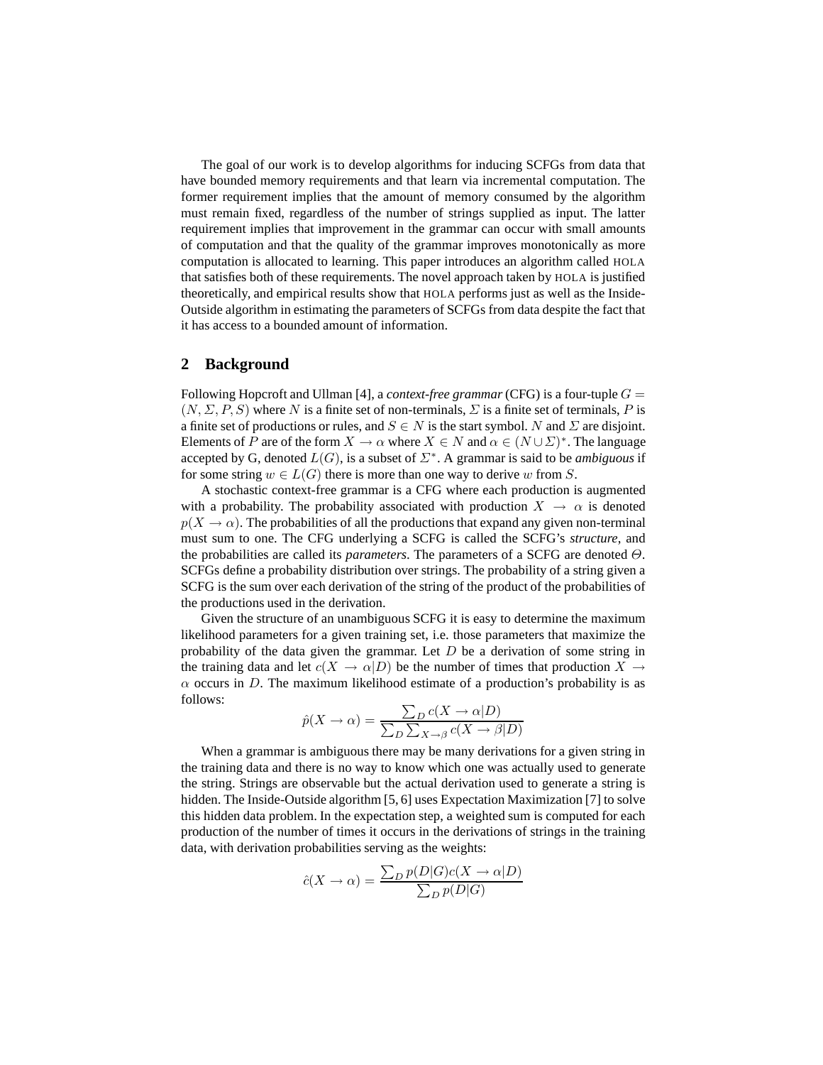The goal of our work is to develop algorithms for inducing SCFGs from data that have bounded memory requirements and that learn via incremental computation. The former requirement implies that the amount of memory consumed by the algorithm must remain fixed, regardless of the number of strings supplied as input. The latter requirement implies that improvement in the grammar can occur with small amounts of computation and that the quality of the grammar improves monotonically as more computation is allocated to learning. This paper introduces an algorithm called HOLA that satisfies both of these requirements. The novel approach taken by HOLA is justified theoretically, and empirical results show that HOLA performs just as well as the Inside-Outside algorithm in estimating the parameters of SCFGs from data despite the fact that it has access to a bounded amount of information.

## 2 Background

Following Hopcroft and Ullman [4], a *context-free grammar* (CFG) is a four-tuple $G = (N, \Sigma, P, S)$ where $N$ is a finite set of non-terminals, $\Sigma$ is a finite set of terminals, $P$ is a finite set of productions or rules, and $S \in N$ is the start symbol. $N$ and $\Sigma$ are disjoint. Elements of $P$ are of the form $X \rightarrow \alpha$ where $X \in N$ and $\alpha \in (N \cup \Sigma)^*$. The language accepted by G, denoted $L(G)$, is a subset of $\Sigma^*$. A grammar is said to be *ambiguous* if for some string $w \in L(G)$ there is more than one way to derive $w$ from $S$.

A stochastic context-free grammar is a CFG where each production is augmented with a probability. The probability associated with production $X \rightarrow \alpha$ is denoted $p(X \rightarrow \alpha)$. The probabilities of all the productions that expand any given non-terminal must sum to one. The CFG underlying a SCFG is called the SCFG's *structure*, and the probabilities are called its *parameters*. The parameters of a SCFG are denoted $\Theta$. SCFGs define a probability distribution over strings. The probability of a string given a SCFG is the sum over each derivation of the string of the product of the probabilities of the productions used in the derivation.

Given the structure of an unambiguous SCFG it is easy to determine the maximum likelihood parameters for a given training set, i.e. those parameters that maximize the probability of the data given the grammar. Let $D$ be a derivation of some string in the training data and let $c(X \rightarrow \alpha | D)$ be the number of times that production $X \rightarrow \alpha$ occurs in $D$. The maximum likelihood estimate of a production's probability is as follows:

$$\hat{p}(X \rightarrow \alpha) = \frac{\sum_D c(X \rightarrow \alpha | D)}{\sum_D \sum_{X \rightarrow \beta} c(X \rightarrow \beta | D)}$$

When a grammar is ambiguous there may be many derivations for a given string in the training data and there is no way to know which one was actually used to generate the string. Strings are observable but the actual derivation used to generate a string is hidden. The Inside-Outside algorithm [5, 6] uses Expectation Maximization [7] to solve this hidden data problem. In the expectation step, a weighted sum is computed for each production of the number of times it occurs in the derivations of strings in the training data, with derivation probabilities serving as the weights:

$$\hat{c}(X \rightarrow \alpha) = \frac{\sum_D p(D|G) c(X \rightarrow \alpha | D)}{\sum_D p(D|G)}$$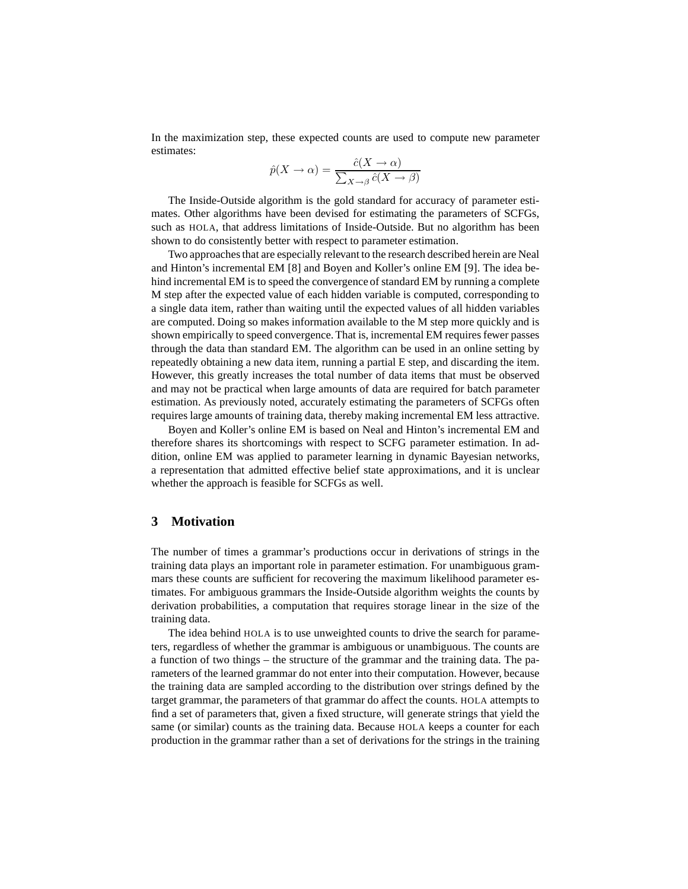In the maximization step, these expected counts are used to compute new parameter estimates:

$$\hat{p}(X \rightarrow \alpha) = \frac{\hat{c}(X \rightarrow \alpha)}{\sum_{X \rightarrow \beta} \hat{c}(X \rightarrow \beta)}$$

The Inside-Outside algorithm is the gold standard for accuracy of parameter estimates. Other algorithms have been devised for estimating the parameters of SCFGs, such as HOLA, that address limitations of Inside-Outside. But no algorithm has been shown to do consistently better with respect to parameter estimation.

Two approaches that are especially relevant to the research described herein are Neal and Hinton's incremental EM [8] and Boyen and Koller's online EM [9]. The idea behind incremental EM is to speed the convergence of standard EM by running a complete M step after the expected value of each hidden variable is computed, corresponding to a single data item, rather than waiting until the expected values of all hidden variables are computed. Doing so makes information available to the M step more quickly and is shown empirically to speed convergence. That is, incremental EM requires fewer passes through the data than standard EM. The algorithm can be used in an online setting by repeatedly obtaining a new data item, running a partial E step, and discarding the item. However, this greatly increases the total number of data items that must be observed and may not be practical when large amounts of data are required for batch parameter estimation. As previously noted, accurately estimating the parameters of SCFGs often requires large amounts of training data, thereby making incremental EM less attractive.

Boyen and Koller's online EM is based on Neal and Hinton's incremental EM and therefore shares its shortcomings with respect to SCFG parameter estimation. In addition, online EM was applied to parameter learning in dynamic Bayesian networks, a representation that admitted effective belief state approximations, and it is unclear whether the approach is feasible for SCFGs as well.

## 3 Motivation

The number of times a grammar's productions occur in derivations of strings in the training data plays an important role in parameter estimation. For unambiguous grammars these counts are sufficient for recovering the maximum likelihood parameter estimates. For ambiguous grammars the Inside-Outside algorithm weights the counts by derivation probabilities, a computation that requires storage linear in the size of the training data.

The idea behind HOLA is to use unweighted counts to drive the search for parameters, regardless of whether the grammar is ambiguous or unambiguous. The counts are a function of two things – the structure of the grammar and the training data. The parameters of the learned grammar do not enter into their computation. However, because the training data are sampled according to the distribution over strings defined by the target grammar, the parameters of that grammar do affect the counts. HOLA attempts to find a set of parameters that, given a fixed structure, will generate strings that yield the same (or similar) counts as the training data. Because HOLA keeps a counter for each production in the grammar rather than a set of derivations for the strings in the training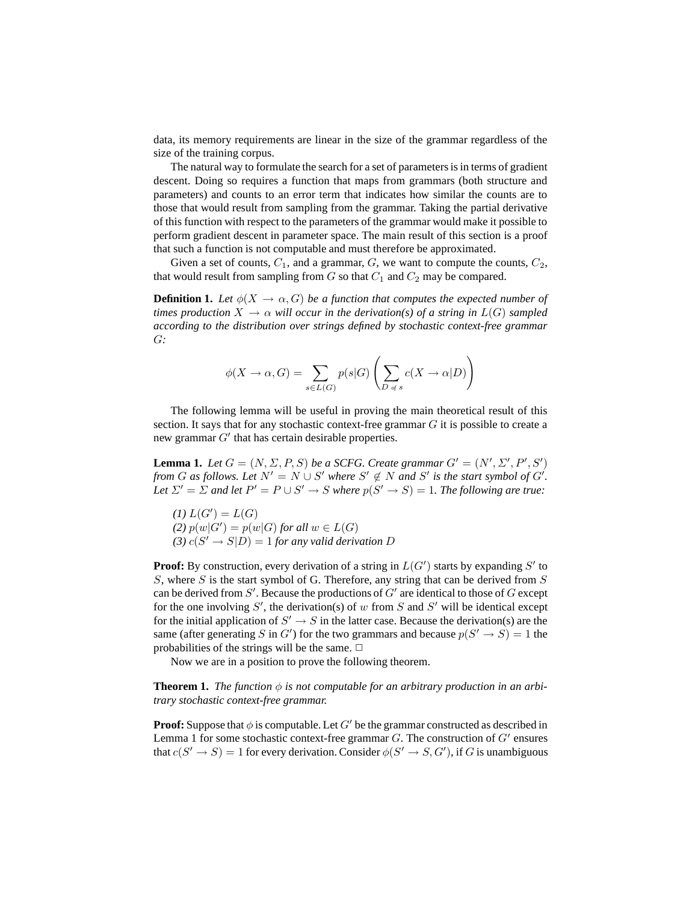data, its memory requirements are linear in the size of the grammar regardless of the size of the training corpus.

The natural way to formulate the search for a set of parameters is in terms of gradient descent. Doing so requires a function that maps from grammars (both structure and parameters) and counts to an error term that indicates how similar the counts are to those that would result from sampling from the grammar. Taking the partial derivative of this function with respect to the parameters of the grammar would make it possible to perform gradient descent in parameter space. The main result of this section is a proof that such a function is not computable and must therefore be approximated.

Given a set of counts, $C_1$, and a grammar, $G$, we want to compute the counts, $C_2$, that would result from sampling from $G$ so that $C_1$ and $C_2$ may be compared.

**Definition 1.** *Let $\phi(X \rightarrow \alpha, G)$ be a function that computes the expected number of times production $X \rightarrow \alpha$ will occur in the derivation(s) of a string in $L(G)$ sampled according to the distribution over strings defined by stochastic context-free grammar $G$:*

$$\phi(X \rightarrow \alpha, G) = \sum_{s \in L(G)} p(s|G) \left( \sum_{D \text{ of } s} c(X \rightarrow \alpha | D) \right)$$

The following lemma will be useful in proving the main theoretical result of this section. It says that for any stochastic context-free grammar $G$ it is possible to create a new grammar $G'$ that has certain desirable properties.

**Lemma 1.** *Let $G = (N, \Sigma, P, S)$ be a SCFG. Create grammar $G' = (N', \Sigma', P', S')$ from $G$ as follows. Let $N' = N \cup S'$ where $S' \notin N$ and $S'$ is the start symbol of $G'$. Let $\Sigma' = \Sigma$ and let $P' = P \cup S' \rightarrow S$ where $p(S' \rightarrow S) = 1$. The following are true:*

*(1) $L(G') = L(G)$*
*(2) $p(w|G') = p(w|G)$ for all $w \in L(G)$*
*(3) $c(S' \rightarrow S|D) = 1$ for any valid derivation $D$*

**Proof:** By construction, every derivation of a string in $L(G')$ starts by expanding $S'$ to $S$, where $S$ is the start symbol of G. Therefore, any string that can be derived from $S$ can be derived from $S'$. Because the productions of $G'$ are identical to those of $G$ except for the one involving $S'$, the derivation(s) of $w$ from $S$ and $S'$ will be identical except for the initial application of $S' \rightarrow S$ in the latter case. Because the derivation(s) are the same (after generating $S$ in $G'$) for the two grammars and because $p(S' \rightarrow S) = 1$ the probabilities of the strings will be the same. □

Now we are in a position to prove the following theorem.

**Theorem 1.** *The function $\phi$ is not computable for an arbitrary production in an arbitrary stochastic context-free grammar.*

**Proof:** Suppose that $\phi$ is computable. Let $G'$ be the grammar constructed as described in Lemma 1 for some stochastic context-free grammar $G$. The construction of $G'$ ensures that $c(S' \rightarrow S) = 1$ for every derivation. Consider $\phi(S' \rightarrow S, G')$, if $G$ is unambiguous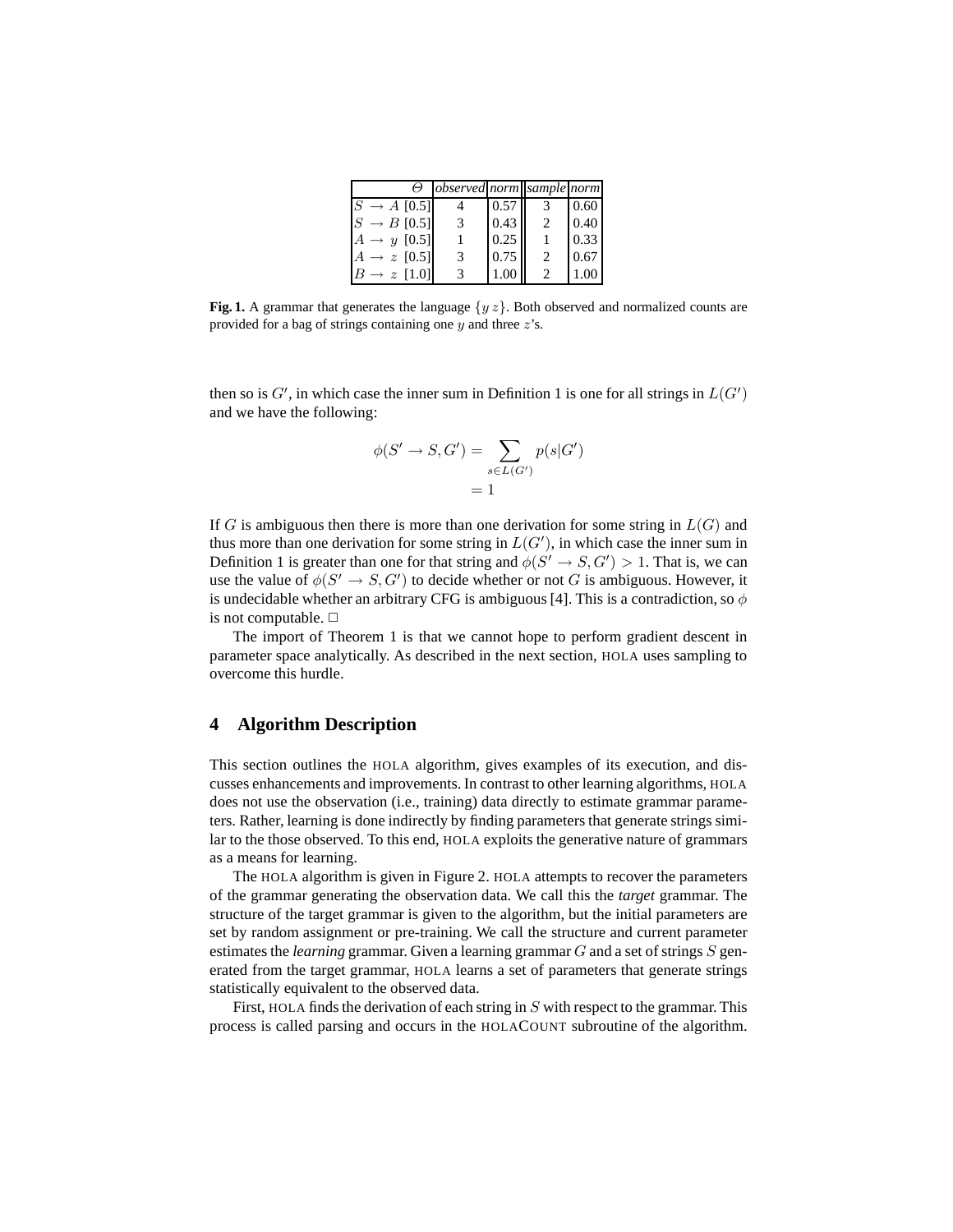| $\Theta$ | *observed* | *norm* | *sample* | *norm* |
|---|---|---|---|---|
| $S \to A$ [0.5] | 4 | 0.57 | 3 | 0.60 |
| $S \to B$ [0.5] | 3 | 0.43 | 2 | 0.40 |
| $A \to y$ [0.5] | 1 | 0.25 | 1 | 0.33 |
| $A \to z$ [0.5] | 3 | 0.75 | 2 | 0.67 |
| $B \to z$ [1.0] | 3 | 1.00 | 2 | 1.00 |

**Fig. 1.** A grammar that generates the language $\{y\, z\}$. Both observed and normalized counts are provided for a bag of strings containing one $y$ and three $z$'s.

then so is $G'$, in which case the inner sum in Definition 1 is one for all strings in $L(G')$ and we have the following:

$$\begin{aligned}\phi(S' \to S, G') &= \sum_{s \in L(G')} p(s|G') \\ &= 1\end{aligned}$$

If $G$ is ambiguous then there is more than one derivation for some string in $L(G)$ and thus more than one derivation for some string in $L(G')$, in which case the inner sum in Definition 1 is greater than one for that string and $\phi(S' \to S, G') > 1$. That is, we can use the value of $\phi(S' \to S, G')$ to decide whether or not $G$ is ambiguous. However, it is undecidable whether an arbitrary CFG is ambiguous [4]. This is a contradiction, so $\phi$ is not computable. $\Box$

The import of Theorem 1 is that we cannot hope to perform gradient descent in parameter space analytically. As described in the next section, HOLA uses sampling to overcome this hurdle.

## 4 Algorithm Description

This section outlines the HOLA algorithm, gives examples of its execution, and discusses enhancements and improvements. In contrast to other learning algorithms, HOLA does not use the observation (i.e., training) data directly to estimate grammar parameters. Rather, learning is done indirectly by finding parameters that generate strings similar to the those observed. To this end, HOLA exploits the generative nature of grammars as a means for learning.

The HOLA algorithm is given in Figure 2. HOLA attempts to recover the parameters of the grammar generating the observation data. We call this the *target* grammar. The structure of the target grammar is given to the algorithm, but the initial parameters are set by random assignment or pre-training. We call the structure and current parameter estimates the *learning* grammar. Given a learning grammar $G$ and a set of strings $S$ generated from the target grammar, HOLA learns a set of parameters that generate strings statistically equivalent to the observed data.

First, HOLA finds the derivation of each string in $S$ with respect to the grammar. This process is called parsing and occurs in the HOLACOUNT subroutine of the algorithm.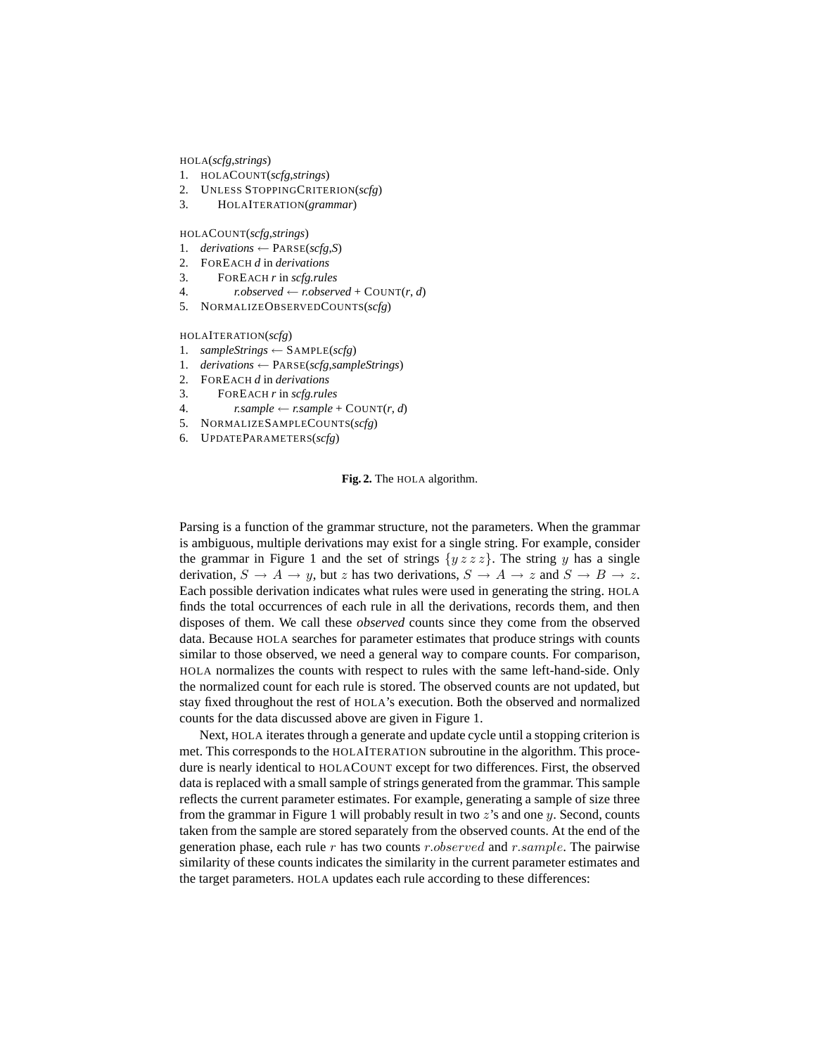```
HOLA(scfg,strings)
1.  HOLACOUNT(scfg,strings)
2.  UNLESS STOPPINGCRITERION(scfg)
3.      HOLAITERATION(grammar)

HOLACOUNT(scfg,strings)
1.  derivations ← PARSE(scfg,S)
2.  FOREACH d in derivations
3.      FOREACH r in scfg.rules
4.          r.observed ← r.observed + COUNT(r, d)
5.  NORMALIZEOBSERVEDCOUNTS(scfg)

HOLAITERATION(scfg)
1.  sampleStrings ← SAMPLE(scfg)
1.  derivations ← PARSE(scfg,sampleStrings)
2.  FOREACH d in derivations
3.      FOREACH r in scfg.rules
4.          r.sample ← r.sample + COUNT(r, d)
5.  NORMALIZESAMPLECOUNTS(scfg)
6.  UPDATEPARAMETERS(scfg)
```

**Fig. 2.** The HOLA algorithm.

Parsing is a function of the grammar structure, not the parameters. When the grammar is ambiguous, multiple derivations may exist for a single string. For example, consider the grammar in Figure 1 and the set of strings $\{y\,z\,z\,z\}$. The string $y$ has a single derivation, $S \rightarrow A \rightarrow y$, but $z$ has two derivations, $S \rightarrow A \rightarrow z$ and $S \rightarrow B \rightarrow z$. Each possible derivation indicates what rules were used in generating the string. HOLA finds the total occurrences of each rule in all the derivations, records them, and then disposes of them. We call these *observed* counts since they come from the observed data. Because HOLA searches for parameter estimates that produce strings with counts similar to those observed, we need a general way to compare counts. For comparison, HOLA normalizes the counts with respect to rules with the same left-hand-side. Only the normalized count for each rule is stored. The observed counts are not updated, but stay fixed throughout the rest of HOLA's execution. Both the observed and normalized counts for the data discussed above are given in Figure 1.

Next, HOLA iterates through a generate and update cycle until a stopping criterion is met. This corresponds to the HOLAITERATION subroutine in the algorithm. This procedure is nearly identical to HOLACOUNT except for two differences. First, the observed data is replaced with a small sample of strings generated from the grammar. This sample reflects the current parameter estimates. For example, generating a sample of size three from the grammar in Figure 1 will probably result in two $z$'s and one $y$. Second, counts taken from the sample are stored separately from the observed counts. At the end of the generation phase, each rule $r$ has two counts $r.observed$ and $r.sample$. The pairwise similarity of these counts indicates the similarity in the current parameter estimates and the target parameters. HOLA updates each rule according to these differences: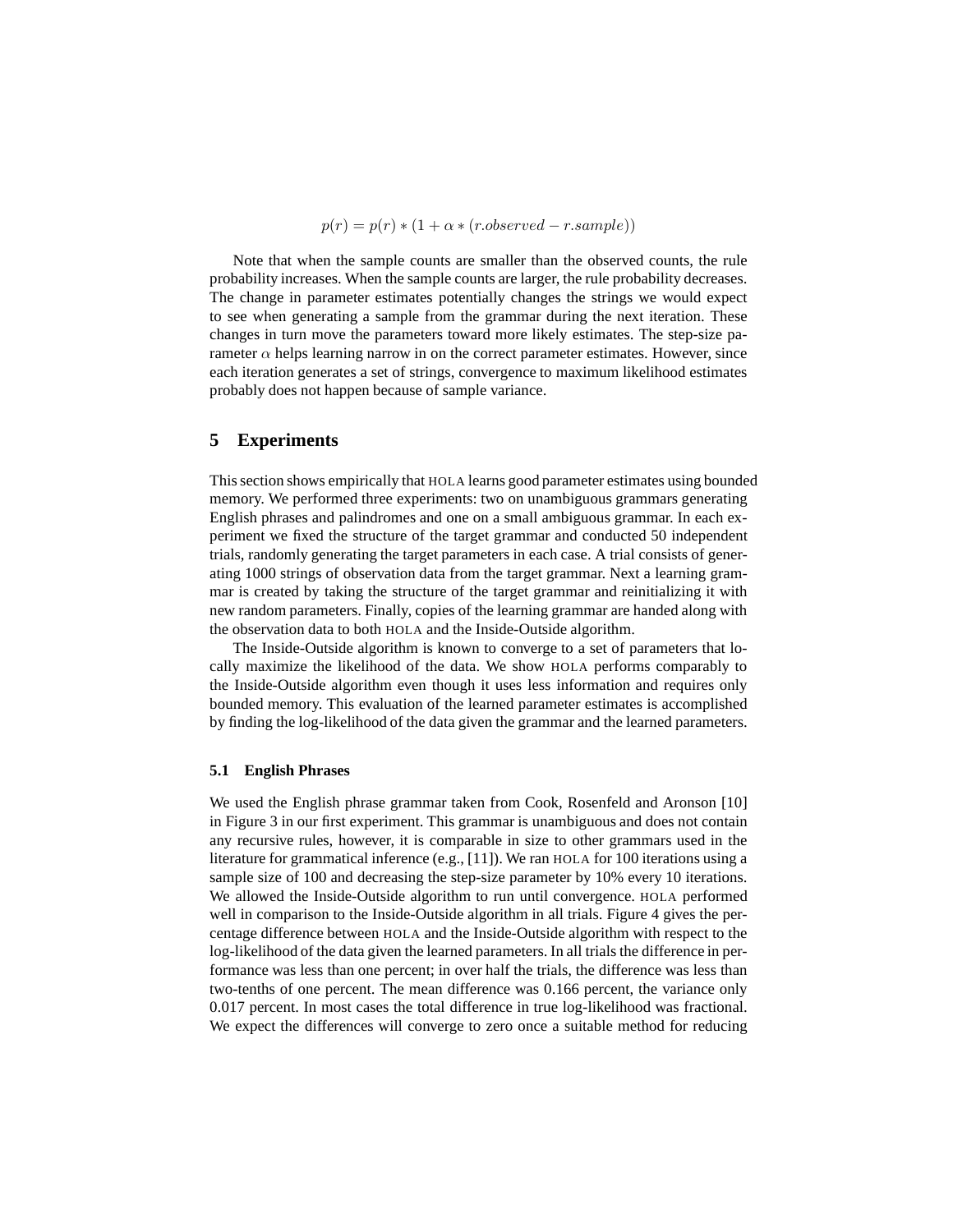$$p(r) = p(r) * (1 + \alpha * (r.observed - r.sample))$$

Note that when the sample counts are smaller than the observed counts, the rule probability increases. When the sample counts are larger, the rule probability decreases. The change in parameter estimates potentially changes the strings we would expect to see when generating a sample from the grammar during the next iteration. These changes in turn move the parameters toward more likely estimates. The step-size parameter $\alpha$ helps learning narrow in on the correct parameter estimates. However, since each iteration generates a set of strings, convergence to maximum likelihood estimates probably does not happen because of sample variance.

## 5 Experiments

This section shows empirically that HOLA learns good parameter estimates using bounded memory. We performed three experiments: two on unambiguous grammars generating English phrases and palindromes and one on a small ambiguous grammar. In each experiment we fixed the structure of the target grammar and conducted 50 independent trials, randomly generating the target parameters in each case. A trial consists of generating 1000 strings of observation data from the target grammar. Next a learning grammar is created by taking the structure of the target grammar and reinitializing it with new random parameters. Finally, copies of the learning grammar are handed along with the observation data to both HOLA and the Inside-Outside algorithm.

The Inside-Outside algorithm is known to converge to a set of parameters that locally maximize the likelihood of the data. We show HOLA performs comparably to the Inside-Outside algorithm even though it uses less information and requires only bounded memory. This evaluation of the learned parameter estimates is accomplished by finding the log-likelihood of the data given the grammar and the learned parameters.

### 5.1 English Phrases

We used the English phrase grammar taken from Cook, Rosenfeld and Aronson [10] in Figure 3 in our first experiment. This grammar is unambiguous and does not contain any recursive rules, however, it is comparable in size to other grammars used in the literature for grammatical inference (e.g., [11]). We ran HOLA for 100 iterations using a sample size of 100 and decreasing the step-size parameter by 10% every 10 iterations. We allowed the Inside-Outside algorithm to run until convergence. HOLA performed well in comparison to the Inside-Outside algorithm in all trials. Figure 4 gives the percentage difference between HOLA and the Inside-Outside algorithm with respect to the log-likelihood of the data given the learned parameters. In all trials the difference in performance was less than one percent; in over half the trials, the difference was less than two-tenths of one percent. The mean difference was 0.166 percent, the variance only 0.017 percent. In most cases the total difference in true log-likelihood was fractional. We expect the differences will converge to zero once a suitable method for reducing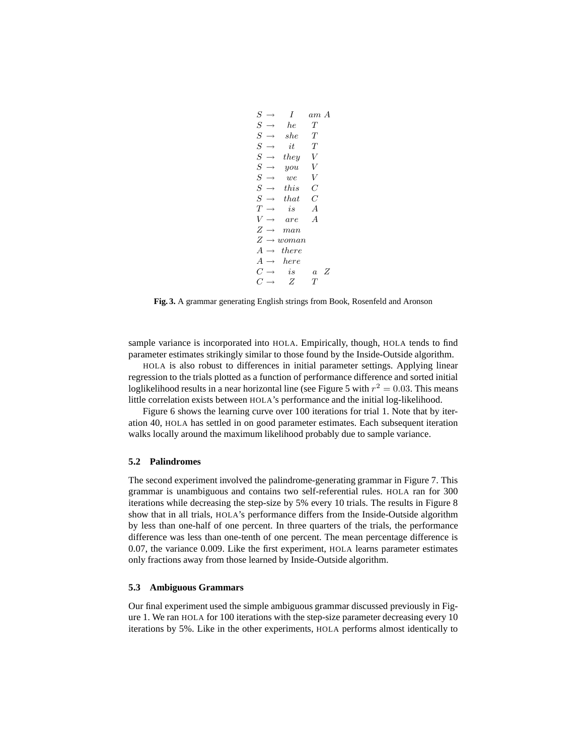$$
\begin{array}{lll}
S \rightarrow & I & am\ A \\
S \rightarrow & he & T \\
S \rightarrow & she & T \\
S \rightarrow & it & T \\
S \rightarrow & they & V \\
S \rightarrow & you & V \\
S \rightarrow & we & V \\
S \rightarrow & this & C \\
S \rightarrow & that & C \\
T \rightarrow & is & A \\
V \rightarrow & are & A \\
Z \rightarrow & man & \\
Z \rightarrow & woman & \\
A \rightarrow & there & \\
A \rightarrow & here & \\
C \rightarrow & is & a\ Z \\
C \rightarrow & Z & T
\end{array}
$$

**Fig. 3.** A grammar generating English strings from Book, Rosenfeld and Aronson

sample variance is incorporated into HOLA. Empirically, though, HOLA tends to find parameter estimates strikingly similar to those found by the Inside-Outside algorithm.

HOLA is also robust to differences in initial parameter settings. Applying linear regression to the trials plotted as a function of performance difference and sorted initial loglikelihood results in a near horizontal line (see Figure 5 with $r^2 = 0.03$. This means little correlation exists between HOLA's performance and the initial log-likelihood.

Figure 6 shows the learning curve over 100 iterations for trial 1. Note that by iteration 40, HOLA has settled in on good parameter estimates. Each subsequent iteration walks locally around the maximum likelihood probably due to sample variance.

### 5.2 Palindromes

The second experiment involved the palindrome-generating grammar in Figure 7. This grammar is unambiguous and contains two self-referential rules. HOLA ran for 300 iterations while decreasing the step-size by 5% every 10 trials. The results in Figure 8 show that in all trials, HOLA's performance differs from the Inside-Outside algorithm by less than one-half of one percent. In three quarters of the trials, the performance difference was less than one-tenth of one percent. The mean percentage difference is 0.07, the variance 0.009. Like the first experiment, HOLA learns parameter estimates only fractions away from those learned by Inside-Outside algorithm.

### 5.3 Ambiguous Grammars

Our final experiment used the simple ambiguous grammar discussed previously in Figure 1. We ran HOLA for 100 iterations with the step-size parameter decreasing every 10 iterations by 5%. Like in the other experiments, HOLA performs almost identically to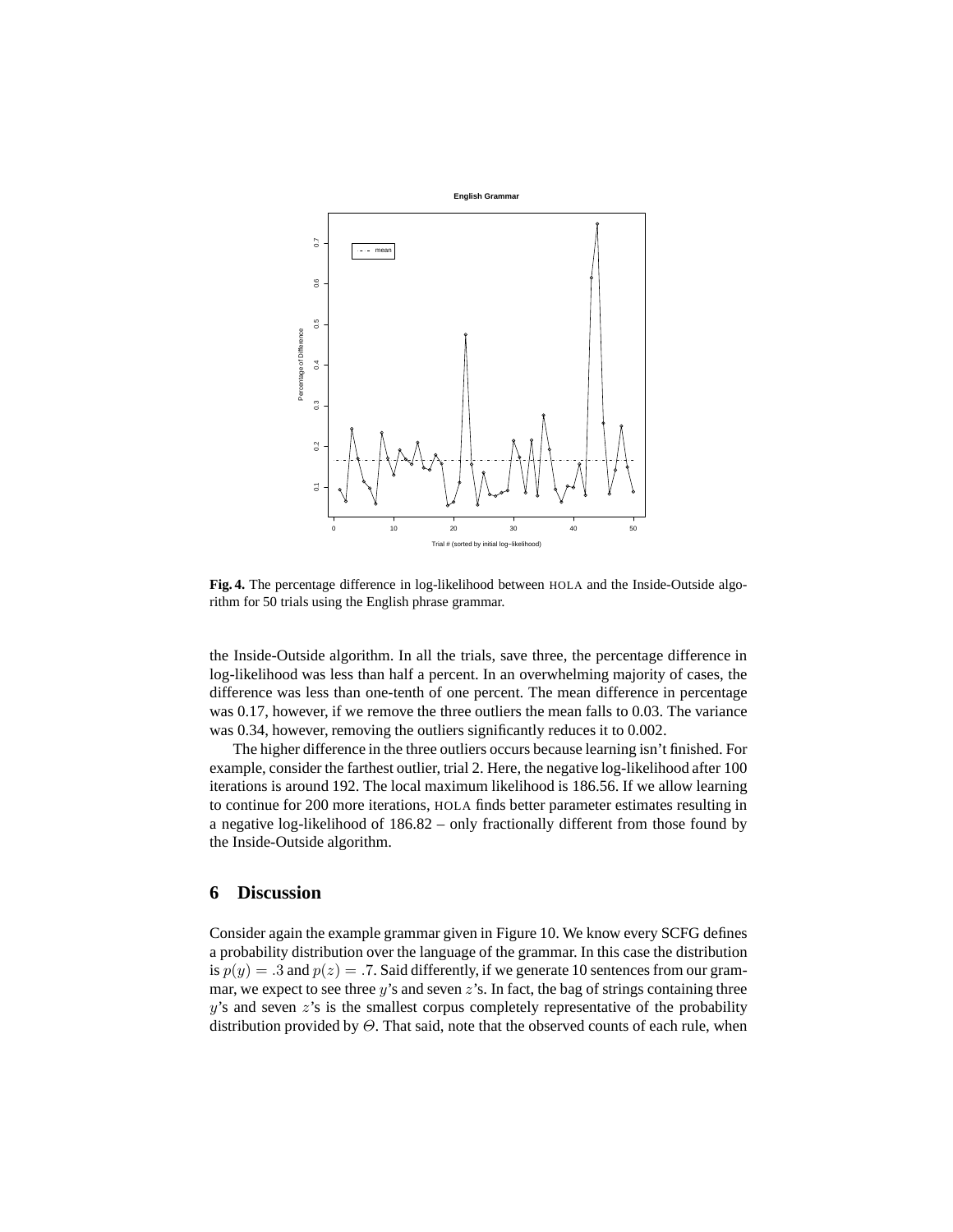**Fig. 4.** The percentage difference in log-likelihood between HOLA and the Inside-Outside algorithm for 50 trials using the English phrase grammar.

the Inside-Outside algorithm. In all the trials, save three, the percentage difference in log-likelihood was less than half a percent. In an overwhelming majority of cases, the difference was less than one-tenth of one percent. The mean difference in percentage was 0.17, however, if we remove the three outliers the mean falls to 0.03. The variance was 0.34, however, removing the outliers significantly reduces it to 0.002.

The higher difference in the three outliers occurs because learning isn't finished. For example, consider the farthest outlier, trial 2. Here, the negative log-likelihood after 100 iterations is around 192. The local maximum likelihood is 186.56. If we allow learning to continue for 200 more iterations, HOLA finds better parameter estimates resulting in a negative log-likelihood of 186.82 – only fractionally different from those found by the Inside-Outside algorithm.

## 6 Discussion

Consider again the example grammar given in Figure 10. We know every SCFG defines a probability distribution over the language of the grammar. In this case the distribution is $p(y) = .3$ and $p(z) = .7$. Said differently, if we generate 10 sentences from our grammar, we expect to see three $y$'s and seven $z$'s. In fact, the bag of strings containing three $y$'s and seven $z$'s is the smallest corpus completely representative of the probability distribution provided by $\Theta$. That said, note that the observed counts of each rule, when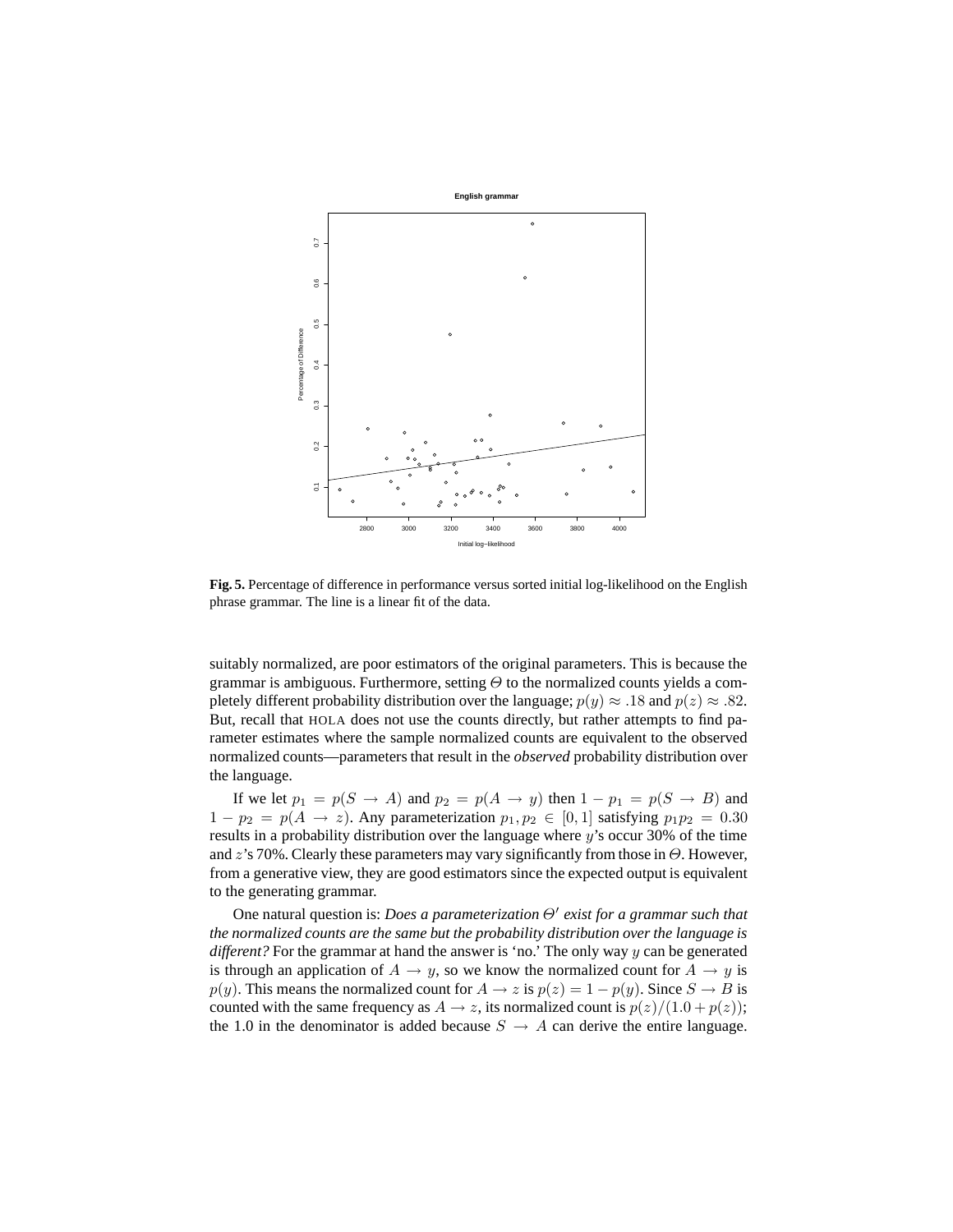**Fig. 5.** Percentage of difference in performance versus sorted initial log-likelihood on the English phrase grammar. The line is a linear fit of the data.

suitably normalized, are poor estimators of the original parameters. This is because the grammar is ambiguous. Furthermore, setting $\Theta$ to the normalized counts yields a completely different probability distribution over the language; $p(y) \approx .18$ and $p(z) \approx .82$. But, recall that HOLA does not use the counts directly, but rather attempts to find parameter estimates where the sample normalized counts are equivalent to the observed normalized counts—parameters that result in the *observed* probability distribution over the language.

If we let $p_1 = p(S \rightarrow A)$ and $p_2 = p(A \rightarrow y)$ then $1 - p_1 = p(S \rightarrow B)$ and $1 - p_2 = p(A \rightarrow z)$. Any parameterization $p_1, p_2 \in [0, 1]$ satisfying $p_1 p_2 = 0.30$ results in a probability distribution over the language where $y$'s occur 30% of the time and $z$'s 70%. Clearly these parameters may vary significantly from those in $\Theta$. However, from a generative view, they are good estimators since the expected output is equivalent to the generating grammar.

One natural question is: *Does a parameterization $\Theta'$ exist for a grammar such that the normalized counts are the same but the probability distribution over the language is different?* For the grammar at hand the answer is 'no.' The only way $y$ can be generated is through an application of $A \rightarrow y$, so we know the normalized count for $A \rightarrow y$ is $p(y)$. This means the normalized count for $A \rightarrow z$ is $p(z) = 1 - p(y)$. Since $S \rightarrow B$ is counted with the same frequency as $A \rightarrow z$, its normalized count is $p(z)/(1.0 + p(z))$; the 1.0 in the denominator is added because $S \rightarrow A$ can derive the entire language.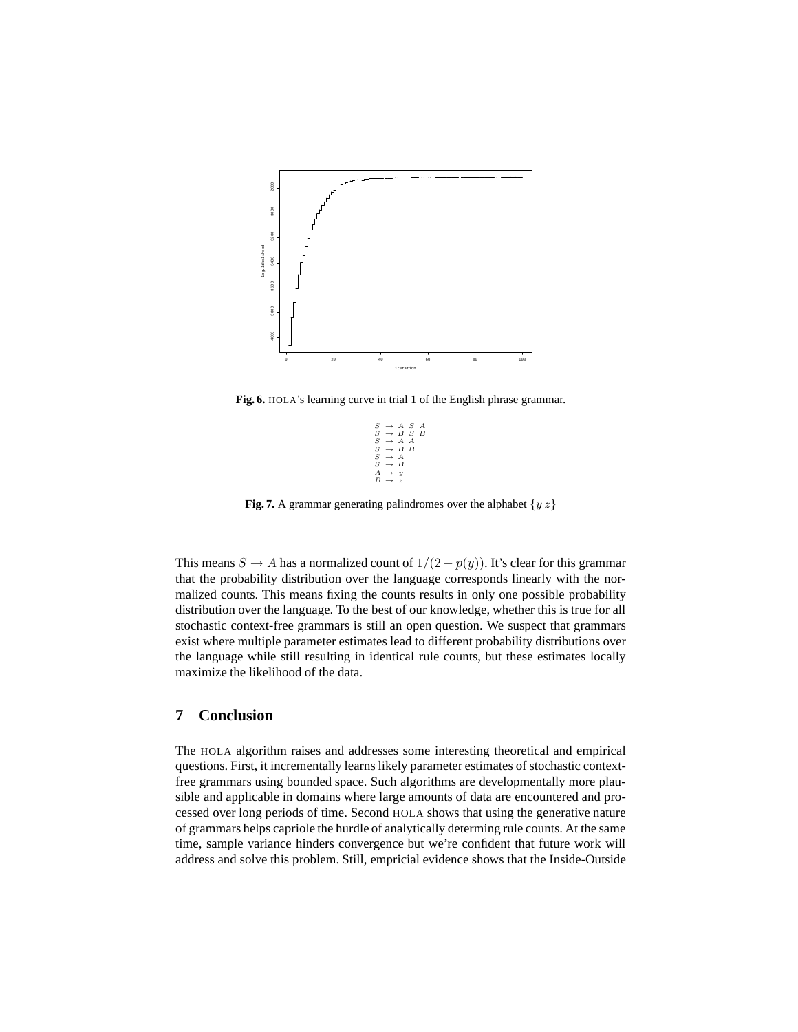**Fig. 6.** HOLA's learning curve in trial 1 of the English phrase grammar.

$$
\begin{aligned}
S &\rightarrow A\ S\ A \\
S &\rightarrow B\ S\ B \\
S &\rightarrow A\ A \\
S &\rightarrow B\ B \\
S &\rightarrow A \\
S &\rightarrow B \\
A &\rightarrow y \\
B &\rightarrow z
\end{aligned}
$$

**Fig. 7.** A grammar generating palindromes over the alphabet $\{y\ z\}$

This means $S \rightarrow A$ has a normalized count of $1/(2 - p(y))$. It's clear for this grammar that the probability distribution over the language corresponds linearly with the normalized counts. This means fixing the counts results in only one possible probability distribution over the language. To the best of our knowledge, whether this is true for all stochastic context-free grammars is still an open question. We suspect that grammars exist where multiple parameter estimates lead to different probability distributions over the language while still resulting in identical rule counts, but these estimates locally maximize the likelihood of the data.

## 7 Conclusion

The HOLA algorithm raises and addresses some interesting theoretical and empirical questions. First, it incrementally learns likely parameter estimates of stochastic context-free grammars using bounded space. Such algorithms are developmentally more plausible and applicable in domains where large amounts of data are encountered and processed over long periods of time. Second HOLA shows that using the generative nature of grammars helps capriole the hurdle of analytically determing rule counts. At the same time, sample variance hinders convergence but we're confident that future work will address and solve this problem. Still, empricial evidence shows that the Inside-Outside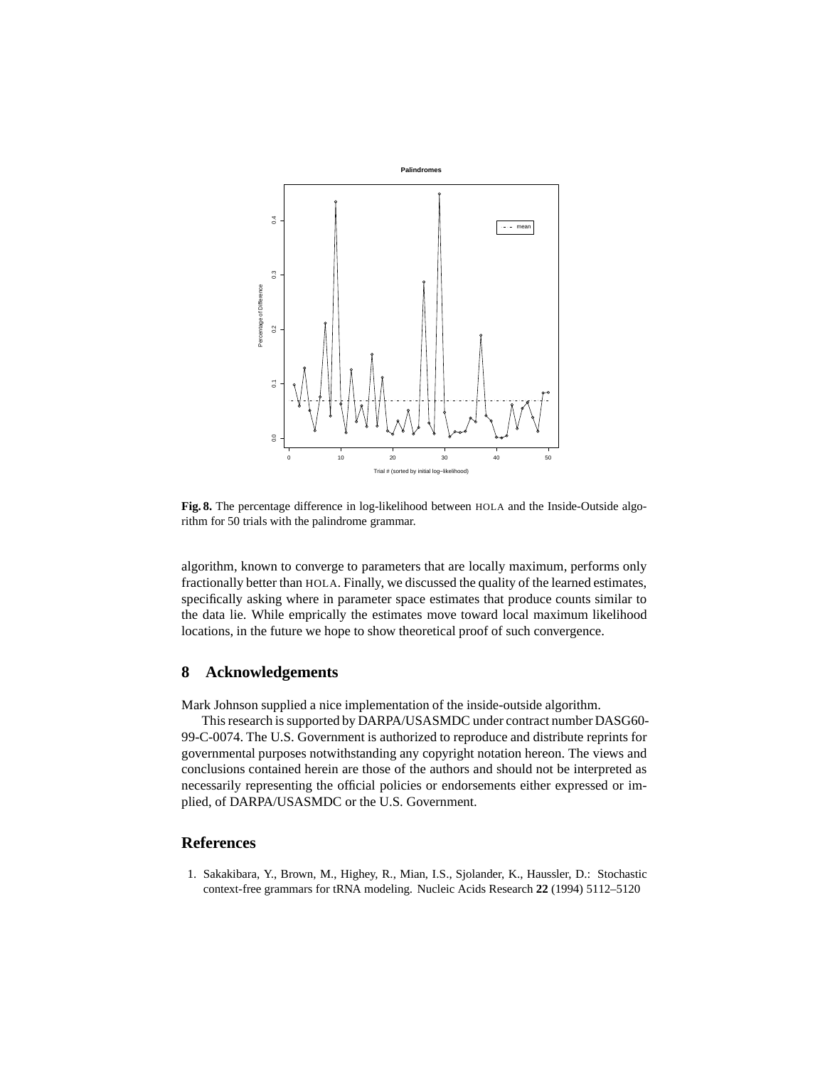**Fig. 8.** The percentage difference in log-likelihood between HOLA and the Inside-Outside algorithm for 50 trials with the palindrome grammar.

algorithm, known to converge to parameters that are locally maximum, performs only fractionally better than HOLA. Finally, we discussed the quality of the learned estimates, specifically asking where in parameter space estimates that produce counts similar to the data lie. While emprically the estimates move toward local maximum likelihood locations, in the future we hope to show theoretical proof of such convergence.

## 8 Acknowledgements

Mark Johnson supplied a nice implementation of the inside-outside algorithm.

This research is supported by DARPA/USASMDC under contract number DASG60-99-C-0074. The U.S. Government is authorized to reproduce and distribute reprints for governmental purposes notwithstanding any copyright notation hereon. The views and conclusions contained herein are those of the authors and should not be interpreted as necessarily representing the official policies or endorsements either expressed or implied, of DARPA/USASMDC or the U.S. Government.

## References

1. Sakakibara, Y., Brown, M., Highey, R., Mian, I.S., Sjolander, K., Haussler, D.: Stochastic context-free grammars for tRNA modeling. Nucleic Acids Research **22** (1994) 5112–5120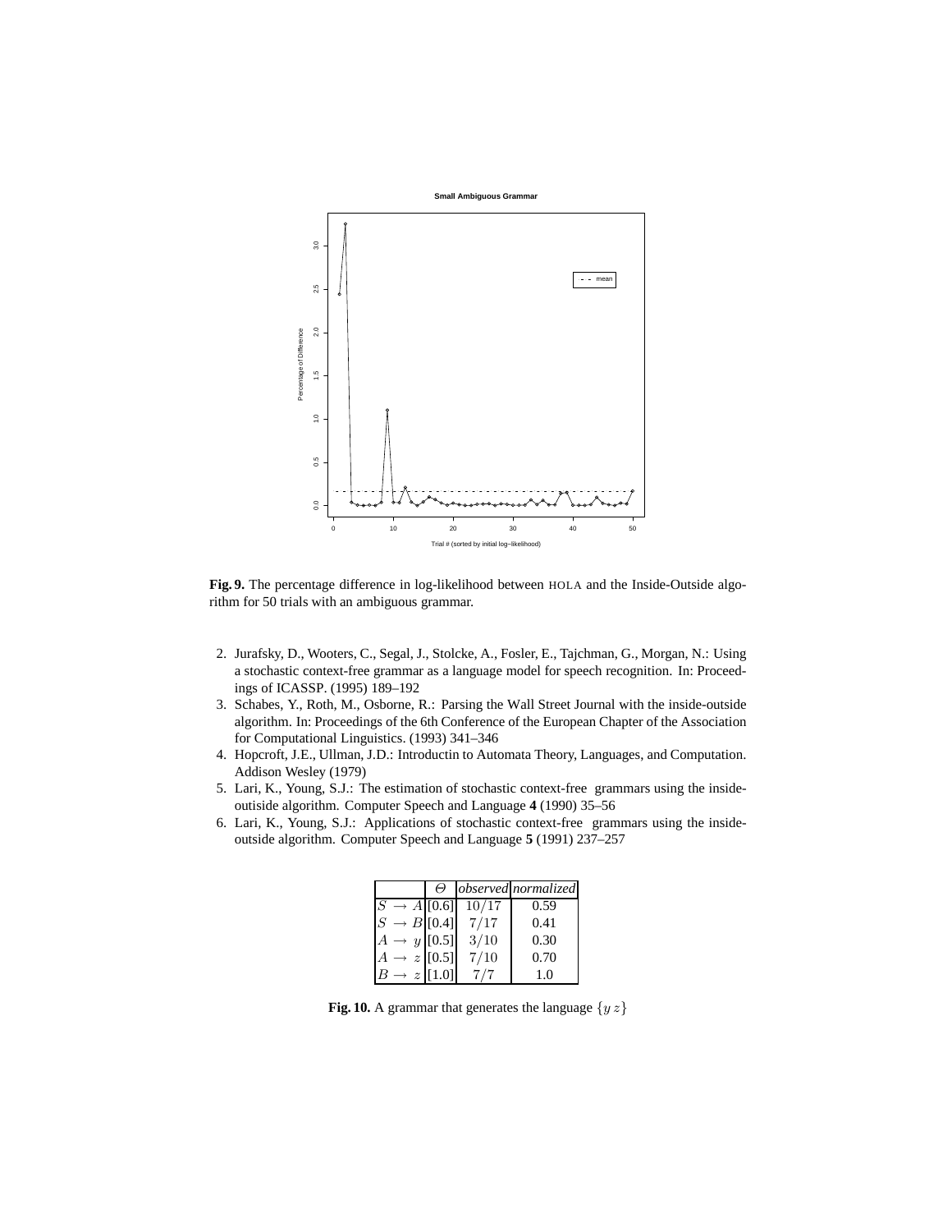**Fig. 9.** The percentage difference in log-likelihood between HOLA and the Inside-Outside algorithm for 50 trials with an ambiguous grammar.

2. Jurafsky, D., Wooters, C., Segal, J., Stolcke, A., Fosler, E., Tajchman, G., Morgan, N.: Using a stochastic context-free grammar as a language model for speech recognition. In: Proceedings of ICASSP. (1995) 189–192
3. Schabes, Y., Roth, M., Osborne, R.: Parsing the Wall Street Journal with the inside-outside algorithm. In: Proceedings of the 6th Conference of the European Chapter of the Association for Computational Linguistics. (1993) 341–346
4. Hopcroft, J.E., Ullman, J.D.: Introductin to Automata Theory, Languages, and Computation. Addison Wesley (1979)
5. Lari, K., Young, S.J.: The estimation of stochastic context-free grammars using the inside-outiside algorithm. Computer Speech and Language **4** (1990) 35–56
6. Lari, K., Young, S.J.: Applications of stochastic context-free grammars using the inside-outside algorithm. Computer Speech and Language **5** (1991) 237–257

| | $\Theta$ | *observed* | *normalized* |
|---|---|---|---|
| $S \rightarrow A$ | [0.6] | $10/17$ | 0.59 |
| $S \rightarrow B$ | [0.4] | $7/17$ | 0.41 |
| $A \rightarrow y$ | [0.5] | $3/10$ | 0.30 |
| $A \rightarrow z$ | [0.5] | $7/10$ | 0.70 |
| $B \rightarrow z$ | [1.0] | $7/7$ | 1.0 |

**Fig. 10.** A grammar that generates the language $\{y\, z\}$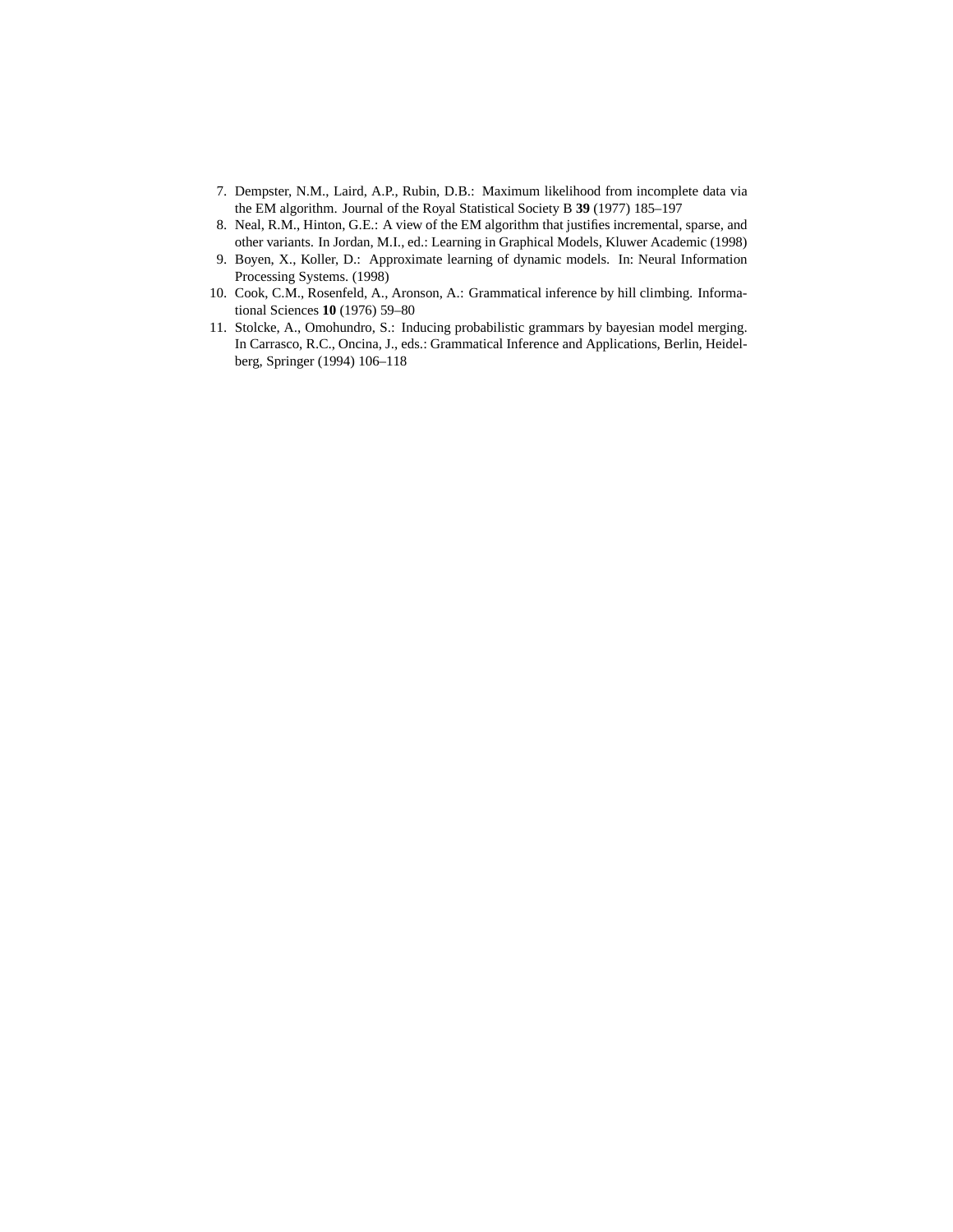7. Dempster, N.M., Laird, A.P., Rubin, D.B.: Maximum likelihood from incomplete data via the EM algorithm. Journal of the Royal Statistical Society B **39** (1977) 185–197
8. Neal, R.M., Hinton, G.E.: A view of the EM algorithm that justifies incremental, sparse, and other variants. In Jordan, M.I., ed.: Learning in Graphical Models, Kluwer Academic (1998)
9. Boyen, X., Koller, D.: Approximate learning of dynamic models. In: Neural Information Processing Systems. (1998)
10. Cook, C.M., Rosenfeld, A., Aronson, A.: Grammatical inference by hill climbing. Informational Sciences **10** (1976) 59–80
11. Stolcke, A., Omohundro, S.: Inducing probabilistic grammars by bayesian model merging. In Carrasco, R.C., Oncina, J., eds.: Grammatical Inference and Applications, Berlin, Heidelberg, Springer (1994) 106–118